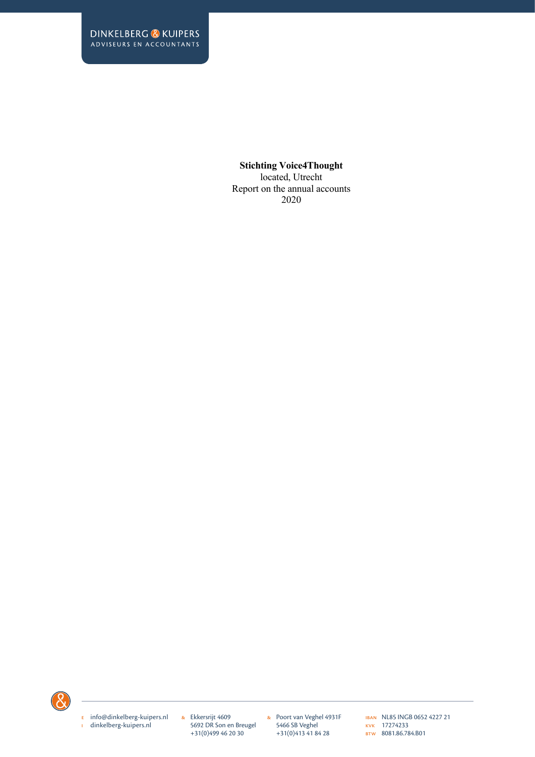DINKELBERG & KUIPERS
ADVISEURS EN ACCOUNTANTS

**Stichting Voice4Thought**
located, Utrecht
Report on the annual accounts
2020

E info@dinkelberg-kuipers.nl
I dinkelberg-kuipers.nl

Ekkersrijt 4609
5692 DR Son en Breugel
+31(0)499 46 20 30

Poort van Veghel 4931F
5466 SB Veghel
+31(0)413 41 84 28

IBAN NL85 INGB 0652 4227 21
KVK 17274233
BTW 8081.86.784.B01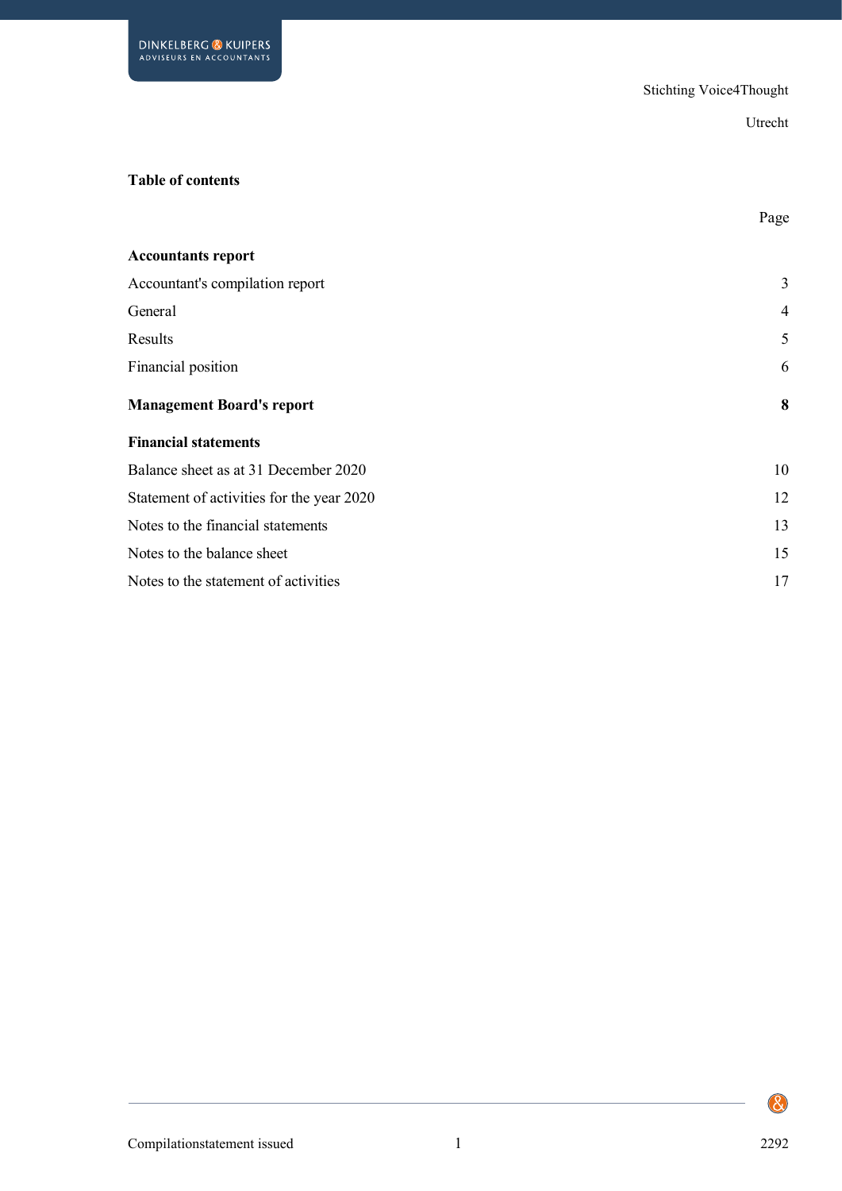Stichting Voice4Thought

Utrecht

## Table of contents

| | Page |
|---|---|
| **Accountants report** | |
| Accountant's compilation report | 3 |
| General | 4 |
| Results | 5 |
| Financial position | 6 |
| **Management Board's report** | **8** |
| **Financial statements** | |
| Balance sheet as at 31 December 2020 | 10 |
| Statement of activities for the year 2020 | 12 |
| Notes to the financial statements | 13 |
| Notes to the balance sheet | 15 |
| Notes to the statement of activities | 17 |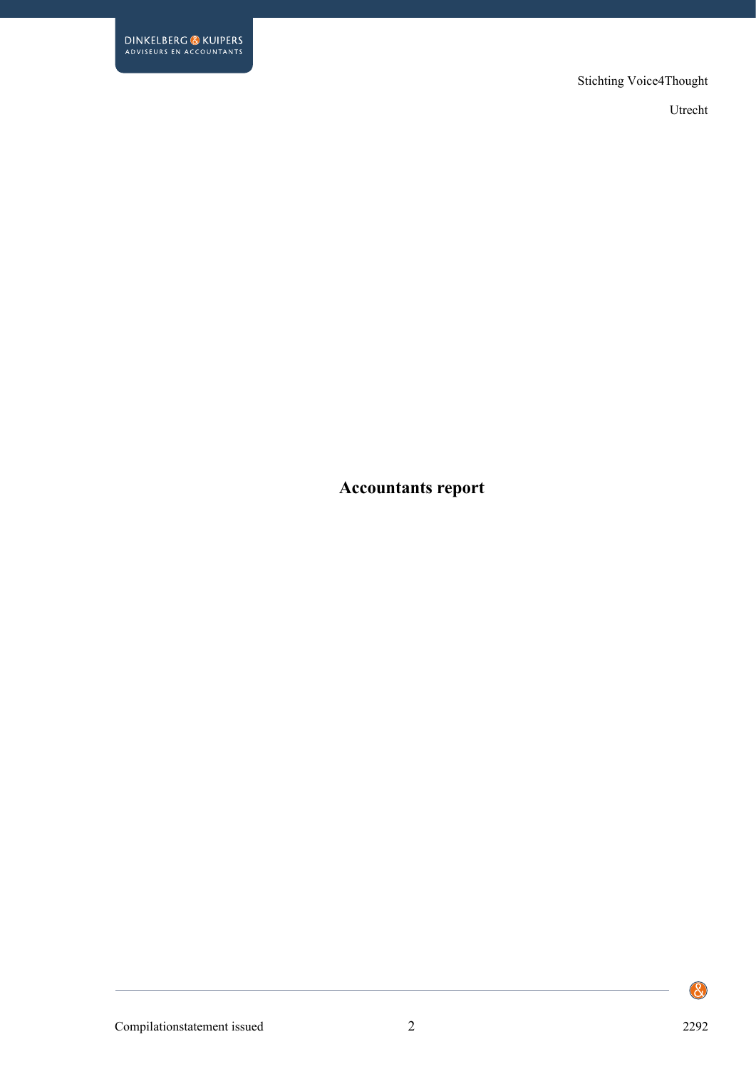Stichting Voice4Thought

Utrecht

# Accountants report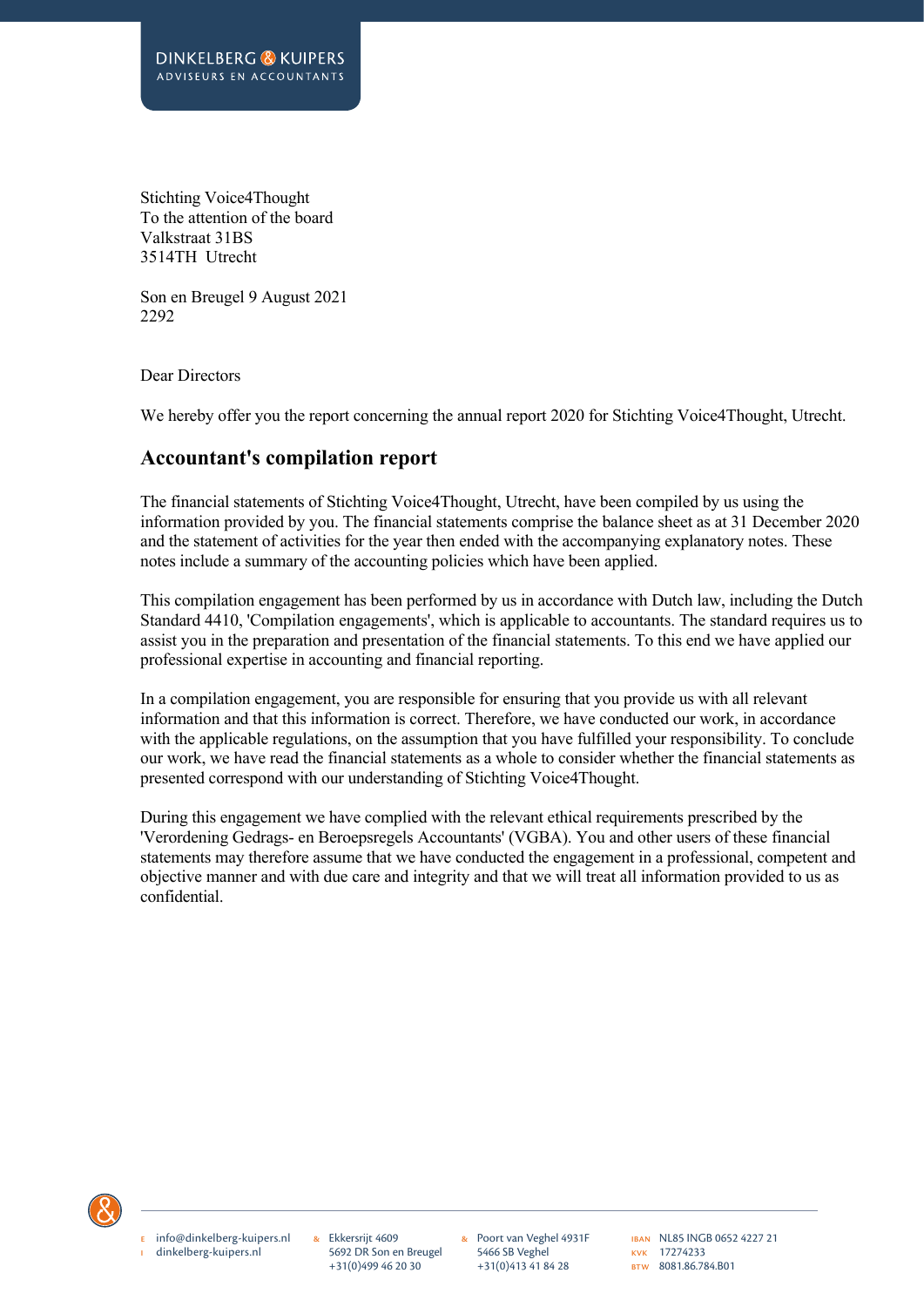DINKELBERG & KUIPERS
ADVISEURS EN ACCOUNTANTS

Stichting Voice4Thought
To the attention of the board
Valkstraat 31BS
3514TH Utrecht

Son en Breugel 9 August 2021
2292

Dear Directors

We hereby offer you the report concerning the annual report 2020 for Stichting Voice4Thought, Utrecht.

## Accountant's compilation report

The financial statements of Stichting Voice4Thought, Utrecht, have been compiled by us using the information provided by you. The financial statements comprise the balance sheet as at 31 December 2020 and the statement of activities for the year then ended with the accompanying explanatory notes. These notes include a summary of the accounting policies which have been applied.

This compilation engagement has been performed by us in accordance with Dutch law, including the Dutch Standard 4410, 'Compilation engagements', which is applicable to accountants. The standard requires us to assist you in the preparation and presentation of the financial statements. To this end we have applied our professional expertise in accounting and financial reporting.

In a compilation engagement, you are responsible for ensuring that you provide us with all relevant information and that this information is correct. Therefore, we have conducted our work, in accordance with the applicable regulations, on the assumption that you have fulfilled your responsibility. To conclude our work, we have read the financial statements as a whole to consider whether the financial statements as presented correspond with our understanding of Stichting Voice4Thought.

During this engagement we have complied with the relevant ethical requirements prescribed by the 'Verordening Gedrags- en Beroepsregels Accountants' (VGBA). You and other users of these financial statements may therefore assume that we have conducted the engagement in a professional, competent and objective manner and with due care and integrity and that we will treat all information provided to us as confidential.

E info@dinkelberg-kuipers.nl
I dinkelberg-kuipers.nl

Ekkersrijt 4609
5692 DR Son en Breugel
+31(0)499 46 20 30

Poort van Veghel 4931F
5466 SB Veghel
+31(0)413 41 84 28

IBAN NL85 INGB 0652 4227 21
KVK 17274233
BTW 8081.86.784.B01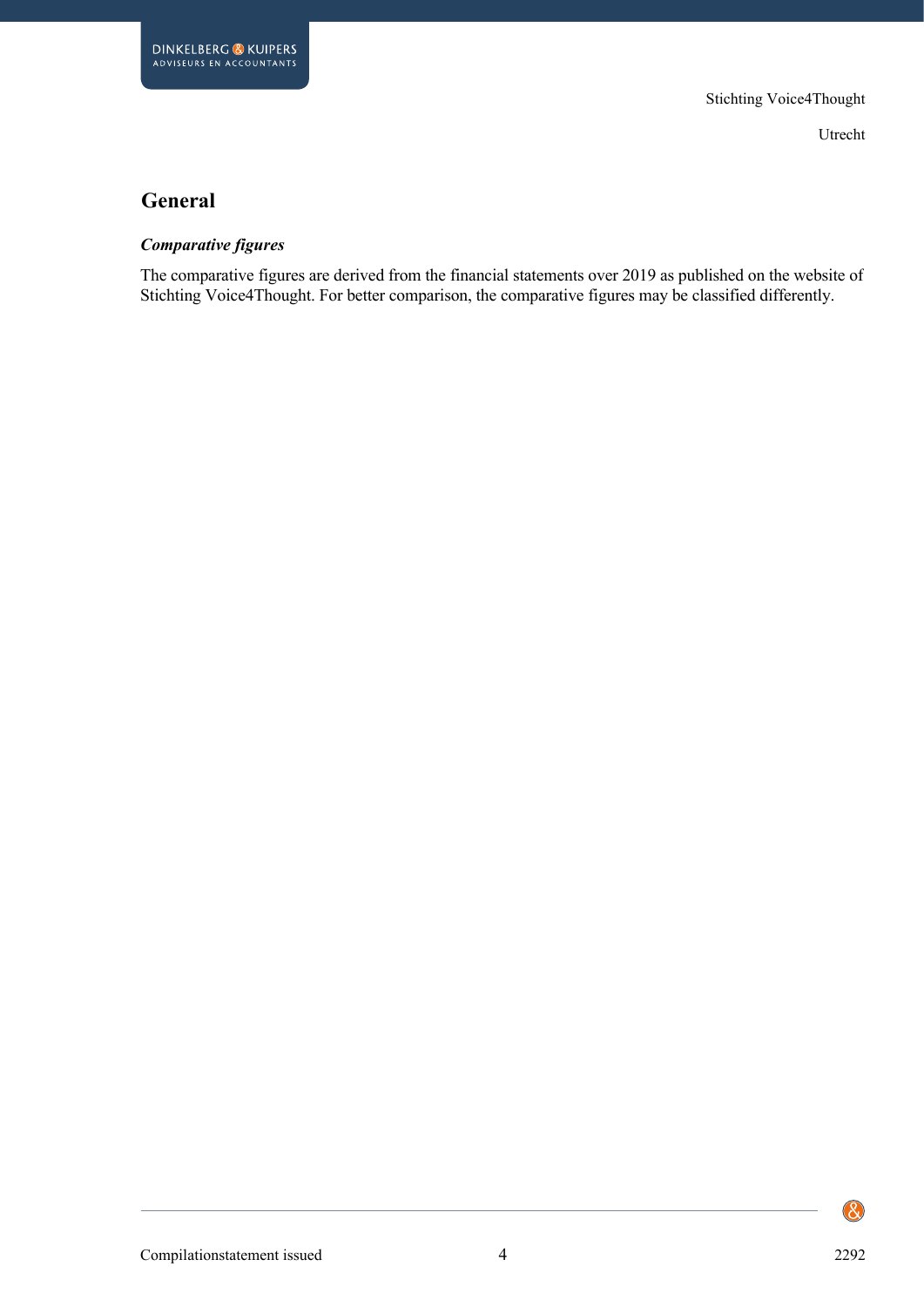## General

***Comparative figures***

The comparative figures are derived from the financial statements over 2019 as published on the website of Stichting Voice4Thought. For better comparison, the comparative figures may be classified differently.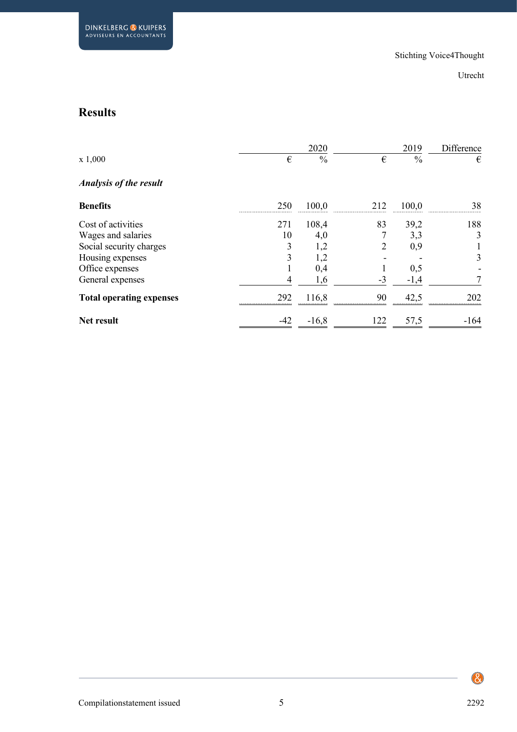Stichting Voice4Thought

Utrecht

## Results

| x 1,000 | 2020 € | 2020 % | 2019 € | 2019 % | Difference € |
|---|---|---|---|---|---|
| ***Analysis of the result*** | | | | | |
| **Benefits** | 250 | 100,0 | 212 | 100,0 | 38 |
| Cost of activities | 271 | 108,4 | 83 | 39,2 | 188 |
| Wages and salaries | 10 | 4,0 | 7 | 3,3 | 3 |
| Social security charges | 3 | 1,2 | 2 | 0,9 | 1 |
| Housing expenses | 3 | 1,2 | - | - | 3 |
| Office expenses | 1 | 0,4 | 1 | 0,5 | - |
| General expenses | 4 | 1,6 | -3 | -1,4 | 7 |
| **Total operating expenses** | 292 | 116,8 | 90 | 42,5 | 202 |
| **Net result** | -42 | -16,8 | 122 | 57,5 | -164 |

Compilationstatement issued

2292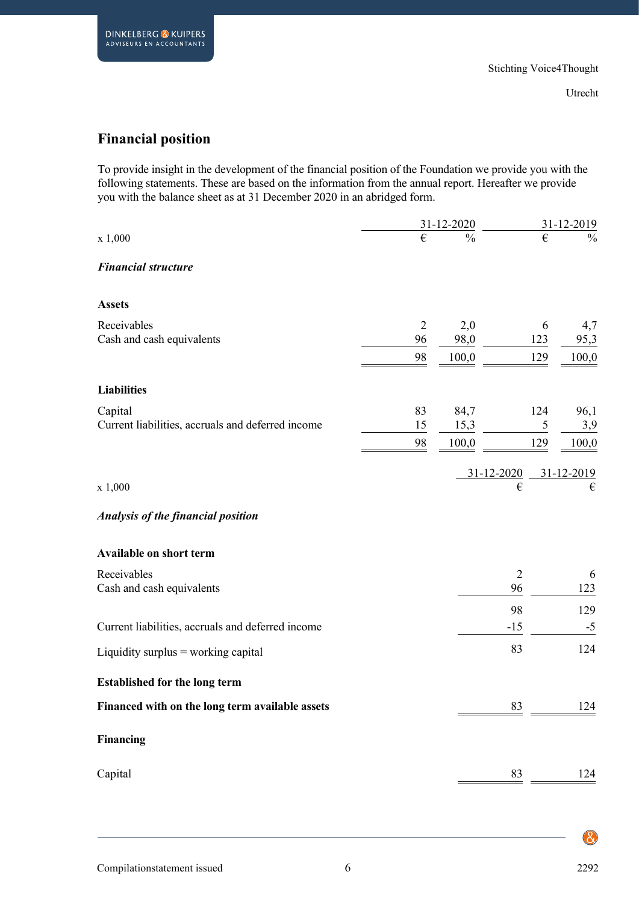Stichting Voice4Thought

Utrecht

## Financial position

To provide insight in the development of the financial position of the Foundation we provide you with the following statements. These are based on the information from the annual report. Hereafter we provide you with the balance sheet as at 31 December 2020 in an abridged form.

| x 1,000 | 31-12-2020 € | 31-12-2020 % | 31-12-2019 € | 31-12-2019 % |
|---|---|---|---|---|
| ***Financial structure*** | | | | |
| **Assets** | | | | |
| Receivables | 2 | 2,0 | 6 | 4,7 |
| Cash and cash equivalents | 96 | 98,0 | 123 | 95,3 |
| | 98 | 100,0 | 129 | 100,0 |
| **Liabilities** | | | | |
| Capital | 83 | 84,7 | 124 | 96,1 |
| Current liabilities, accruals and deferred income | 15 | 15,3 | 5 | 3,9 |
| | 98 | 100,0 | 129 | 100,0 |

| x 1,000 | 31-12-2020 € | 31-12-2019 € |
|---|---|---|
| ***Analysis of the financial position*** | | |
| **Available on short term** | | |
| Receivables | 2 | 6 |
| Cash and cash equivalents | 96 | 123 |
| | 98 | 129 |
| Current liabilities, accruals and deferred income | -15 | -5 |
| Liquidity surplus = working capital | 83 | 124 |
| **Established for the long term** | | |
| **Financed with on the long term available assets** | 83 | 124 |
| **Financing** | | |
| Capital | 83 | 124 |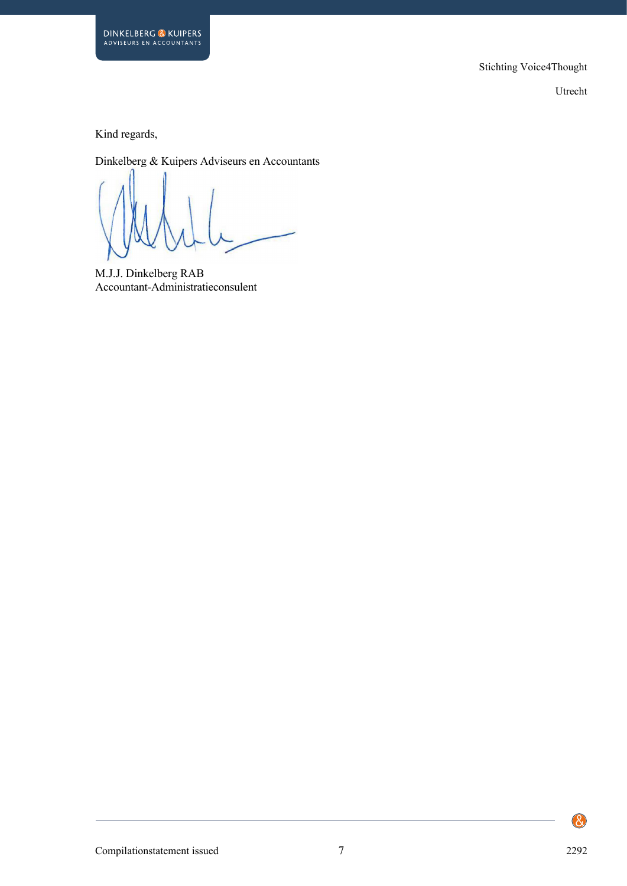Stichting Voice4Thought

Utrecht

Kind regards,

Dinkelberg & Kuipers Adviseurs en Accountants

M.J.J. Dinkelberg RAB
Accountant-Administratieconsulent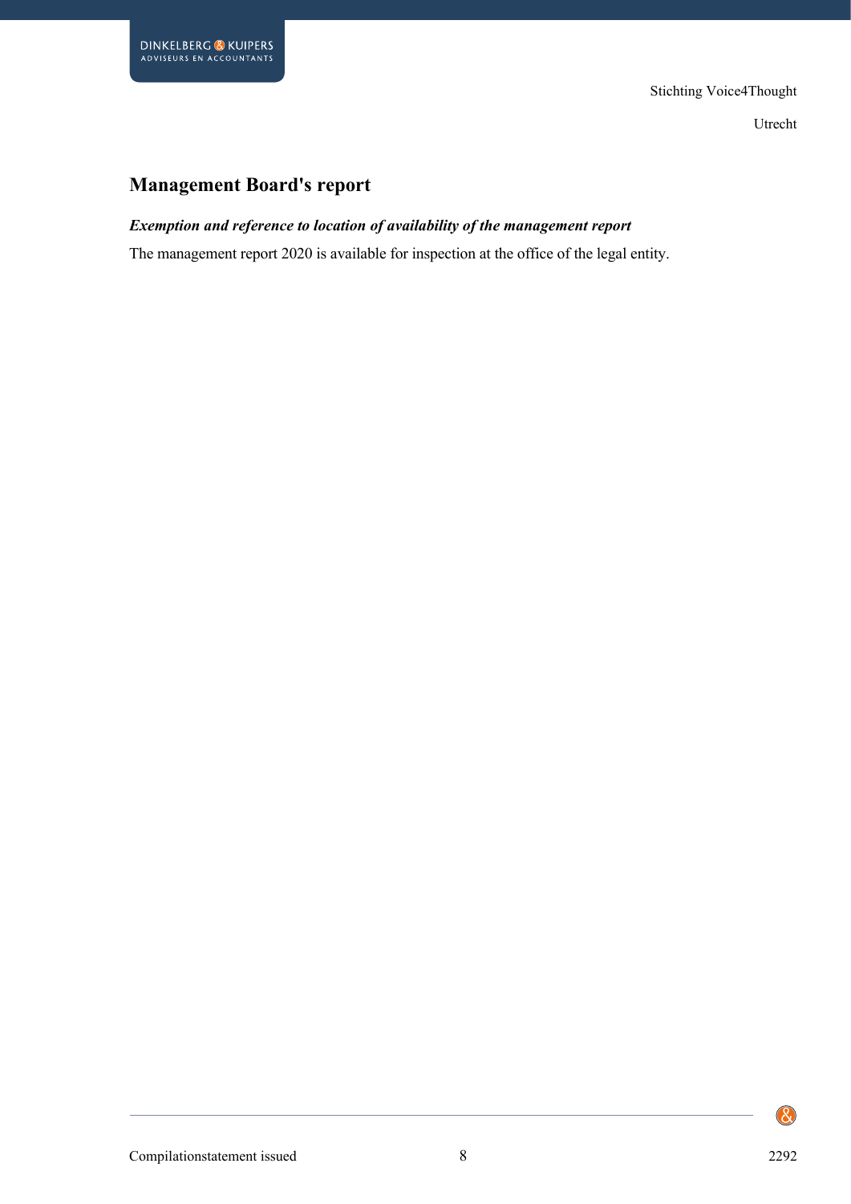## Management Board's report

***Exemption and reference to location of availability of the management report***

The management report 2020 is available for inspection at the office of the legal entity.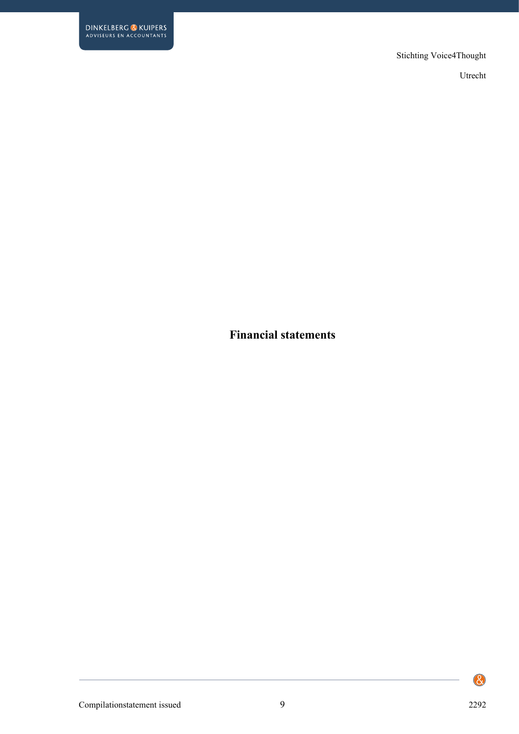# Financial statements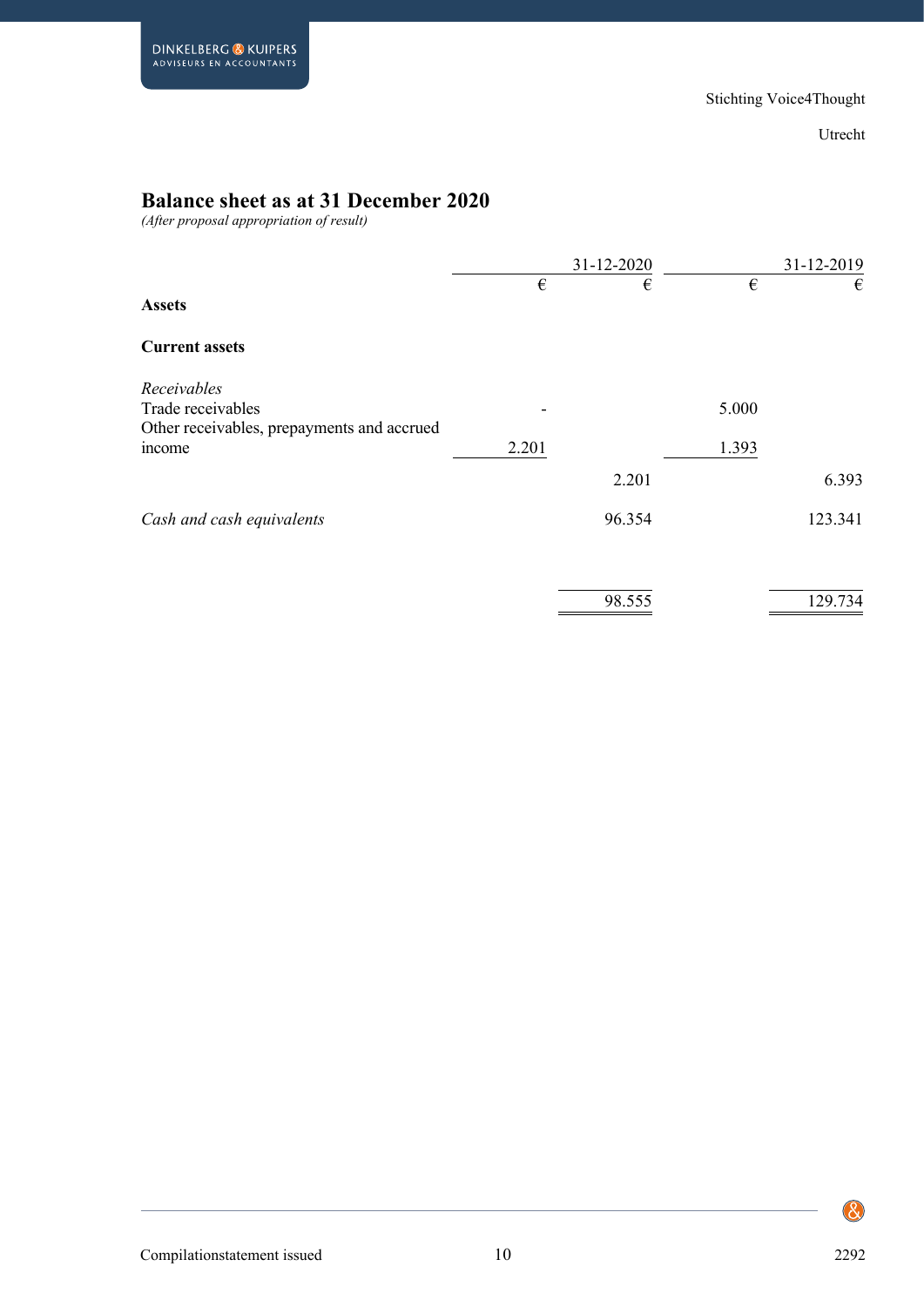Stichting Voice4Thought

Utrecht

## Balance sheet as at 31 December 2020

*(After proposal appropriation of result)*

| | 31-12-2020 | | 31-12-2019 | |
|---|---|---|---|---|
| | € | € | € | € |
| **Assets** | | | | |
| **Current assets** | | | | |
| *Receivables* | | | | |
| Trade receivables | - | | 5.000 | |
| Other receivables, prepayments and accrued income | 2.201 | | 1.393 | |
| | | 2.201 | | 6.393 |
| *Cash and cash equivalents* | | 96.354 | | 123.341 |
| | | 98.555 | | 129.734 |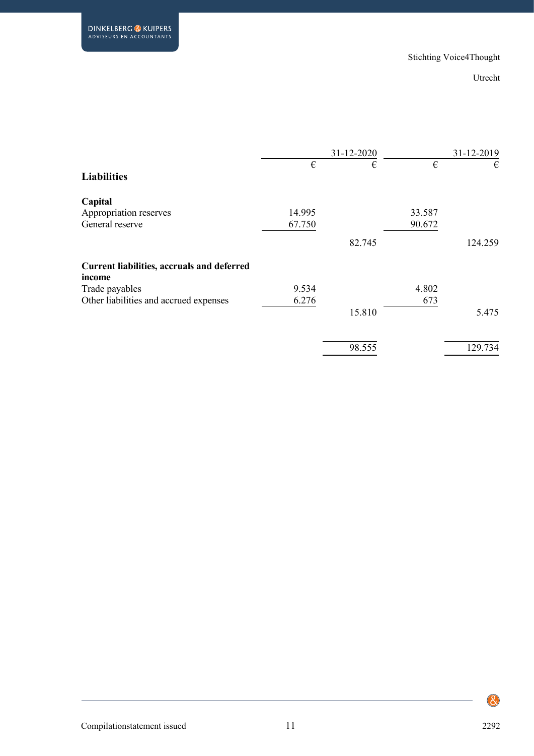Stichting Voice4Thought

Utrecht

| | 31-12-2020 | | 31-12-2019 | |
|---|---|---|---|---|
| | € | € | € | € |
| **Liabilities** | | | | |
| **Capital** | | | | |
| Appropriation reserves | 14.995 | | 33.587 | |
| General reserve | 67.750 | | 90.672 | |
| | | 82.745 | | 124.259 |
| **Current liabilities, accruals and deferred income** | | | | |
| Trade payables | 9.534 | | 4.802 | |
| Other liabilities and accrued expenses | 6.276 | | 673 | |
| | | 15.810 | | 5.475 |
| | | 98.555 | | 129.734 |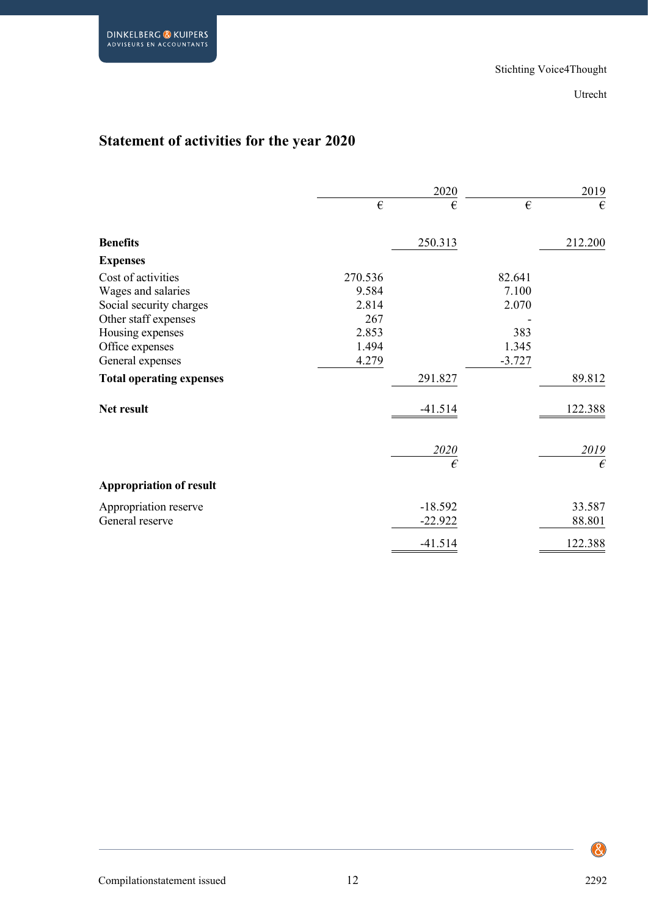Stichting Voice4Thought

Utrecht

## Statement of activities for the year 2020

| | 2020 | | 2019 | |
|---|---|---|---|---|
| | € | € | € | € |
| **Benefits** | | 250.313 | | 212.200 |
| **Expenses** | | | | |
| Cost of activities | 270.536 | | 82.641 | |
| Wages and salaries | 9.584 | | 7.100 | |
| Social security charges | 2.814 | | 2.070 | |
| Other staff expenses | 267 | | - | |
| Housing expenses | 2.853 | | 383 | |
| Office expenses | 1.494 | | 1.345 | |
| General expenses | 4.279 | | -3.727 | |
| **Total operating expenses** | | 291.827 | | 89.812 |
| **Net result** | | -41.514 | | 122.388 |

| | *2020* | *2019* |
|---|---|---|
| | *€* | *€* |
| **Appropriation of result** | | |
| Appropriation reserve | -18.592 | 33.587 |
| General reserve | -22.922 | 88.801 |
| | -41.514 | 122.388 |

Compilationstatement issued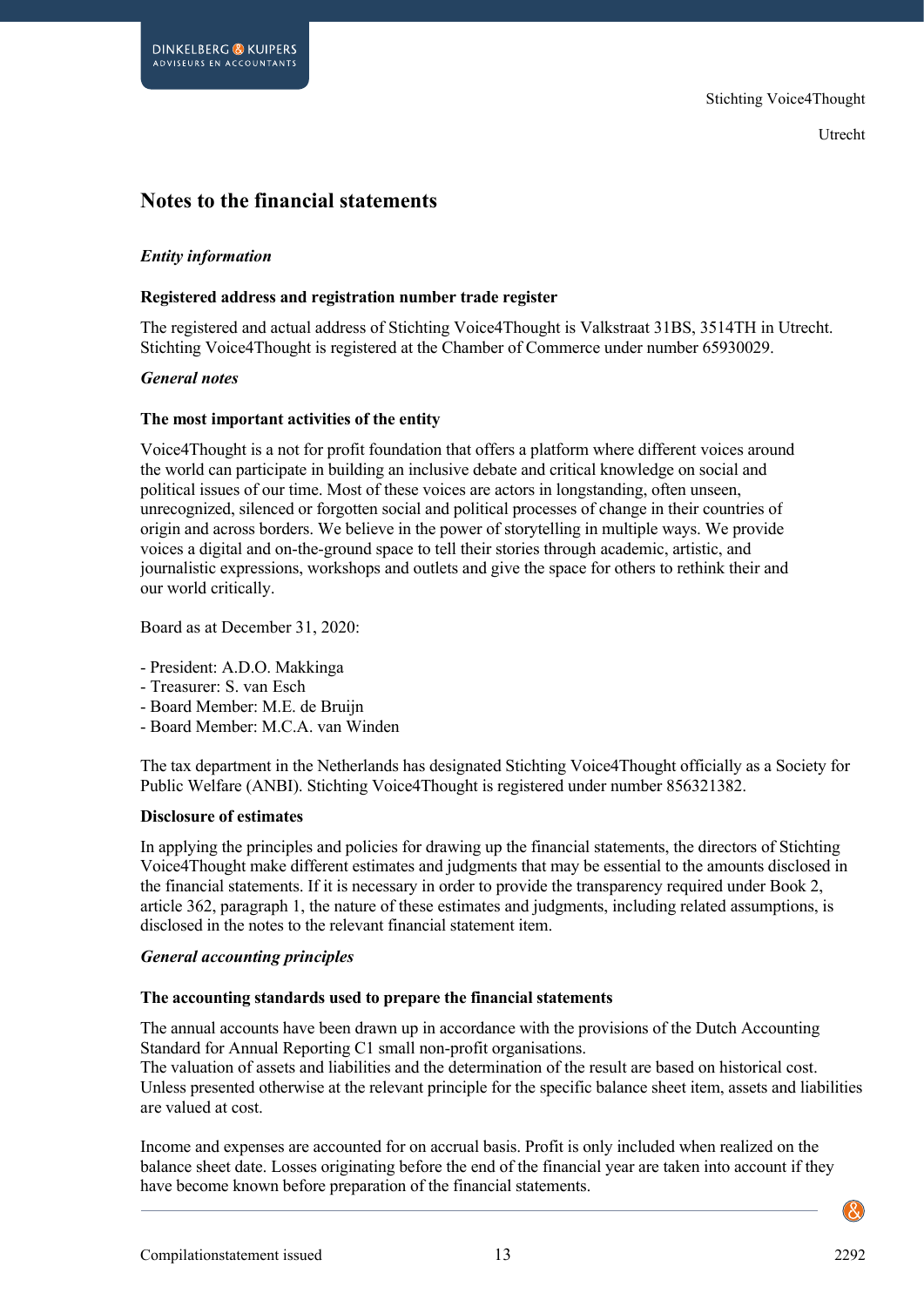# Notes to the financial statements

## *Entity information*

### Registered address and registration number trade register

The registered and actual address of Stichting Voice4Thought is Valkstraat 31BS, 3514TH in Utrecht. Stichting Voice4Thought is registered at the Chamber of Commerce under number 65930029.

## *General notes*

### The most important activities of the entity

Voice4Thought is a not for profit foundation that offers a platform where different voices around the world can participate in building an inclusive debate and critical knowledge on social and political issues of our time. Most of these voices are actors in longstanding, often unseen, unrecognized, silenced or forgotten social and political processes of change in their countries of origin and across borders. We believe in the power of storytelling in multiple ways. We provide voices a digital and on-the-ground space to tell their stories through academic, artistic, and journalistic expressions, workshops and outlets and give the space for others to rethink their and our world critically.

Board as at December 31, 2020:

- President: A.D.O. Makkinga
- Treasurer: S. van Esch
- Board Member: M.E. de Bruijn
- Board Member: M.C.A. van Winden

The tax department in the Netherlands has designated Stichting Voice4Thought officially as a Society for Public Welfare (ANBI). Stichting Voice4Thought is registered under number 856321382.

### Disclosure of estimates

In applying the principles and policies for drawing up the financial statements, the directors of Stichting Voice4Thought make different estimates and judgments that may be essential to the amounts disclosed in the financial statements. If it is necessary in order to provide the transparency required under Book 2, article 362, paragraph 1, the nature of these estimates and judgments, including related assumptions, is disclosed in the notes to the relevant financial statement item.

## *General accounting principles*

### The accounting standards used to prepare the financial statements

The annual accounts have been drawn up in accordance with the provisions of the Dutch Accounting Standard for Annual Reporting C1 small non-profit organisations.
The valuation of assets and liabilities and the determination of the result are based on historical cost. Unless presented otherwise at the relevant principle for the specific balance sheet item, assets and liabilities are valued at cost.

Income and expenses are accounted for on accrual basis. Profit is only included when realized on the balance sheet date. Losses originating before the end of the financial year are taken into account if they have become known before preparation of the financial statements.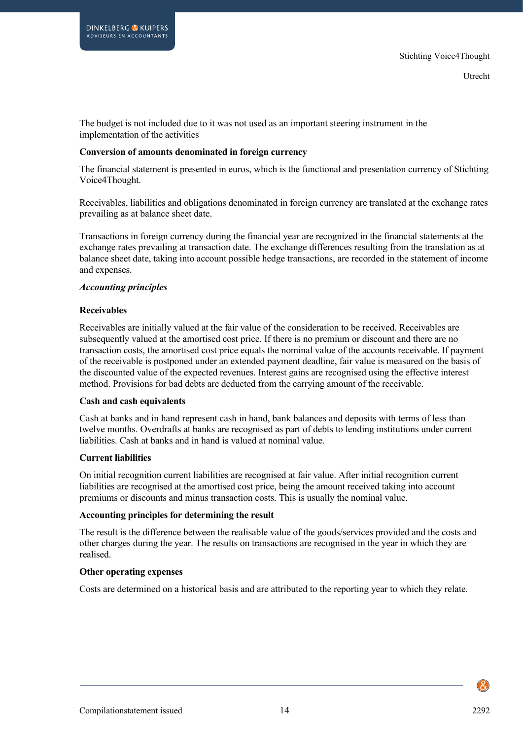The budget is not included due to it was not used as an important steering instrument in the implementation of the activities

**Conversion of amounts denominated in foreign currency**

The financial statement is presented in euros, which is the functional and presentation currency of Stichting Voice4Thought.

Receivables, liabilities and obligations denominated in foreign currency are translated at the exchange rates prevailing as at balance sheet date.

Transactions in foreign currency during the financial year are recognized in the financial statements at the exchange rates prevailing at transaction date. The exchange differences resulting from the translation as at balance sheet date, taking into account possible hedge transactions, are recorded in the statement of income and expenses.

***Accounting principles***

**Receivables**

Receivables are initially valued at the fair value of the consideration to be received. Receivables are subsequently valued at the amortised cost price. If there is no premium or discount and there are no transaction costs, the amortised cost price equals the nominal value of the accounts receivable. If payment of the receivable is postponed under an extended payment deadline, fair value is measured on the basis of the discounted value of the expected revenues. Interest gains are recognised using the effective interest method. Provisions for bad debts are deducted from the carrying amount of the receivable.

**Cash and cash equivalents**

Cash at banks and in hand represent cash in hand, bank balances and deposits with terms of less than twelve months. Overdrafts at banks are recognised as part of debts to lending institutions under current liabilities. Cash at banks and in hand is valued at nominal value.

**Current liabilities**

On initial recognition current liabilities are recognised at fair value. After initial recognition current liabilities are recognised at the amortised cost price, being the amount received taking into account premiums or discounts and minus transaction costs. This is usually the nominal value.

**Accounting principles for determining the result**

The result is the difference between the realisable value of the goods/services provided and the costs and other charges during the year. The results on transactions are recognised in the year in which they are realised.

**Other operating expenses**

Costs are determined on a historical basis and are attributed to the reporting year to which they relate.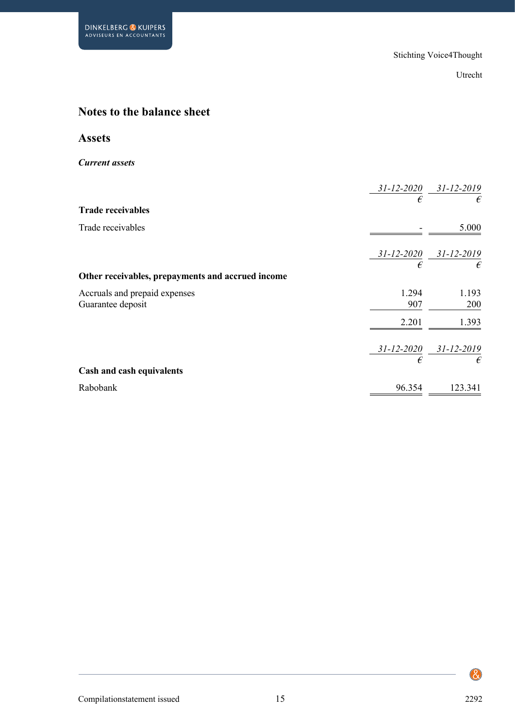Stichting Voice4Thought

Utrecht

# Notes to the balance sheet

## Assets

### *Current assets*

| | *31-12-2020* | *31-12-2019* |
|---|---|---|
| | *€* | *€* |
| **Trade receivables** | | |
| Trade receivables | - | 5.000 |

| | *31-12-2020* | *31-12-2019* |
|---|---|---|
| | *€* | *€* |
| **Other receivables, prepayments and accrued income** | | |
| Accruals and prepaid expenses | 1.294 | 1.193 |
| Guarantee deposit | 907 | 200 |
| | 2.201 | 1.393 |

| | *31-12-2020* | *31-12-2019* |
|---|---|---|
| | *€* | *€* |
| **Cash and cash equivalents** | | |
| Rabobank | 96.354 | 123.341 |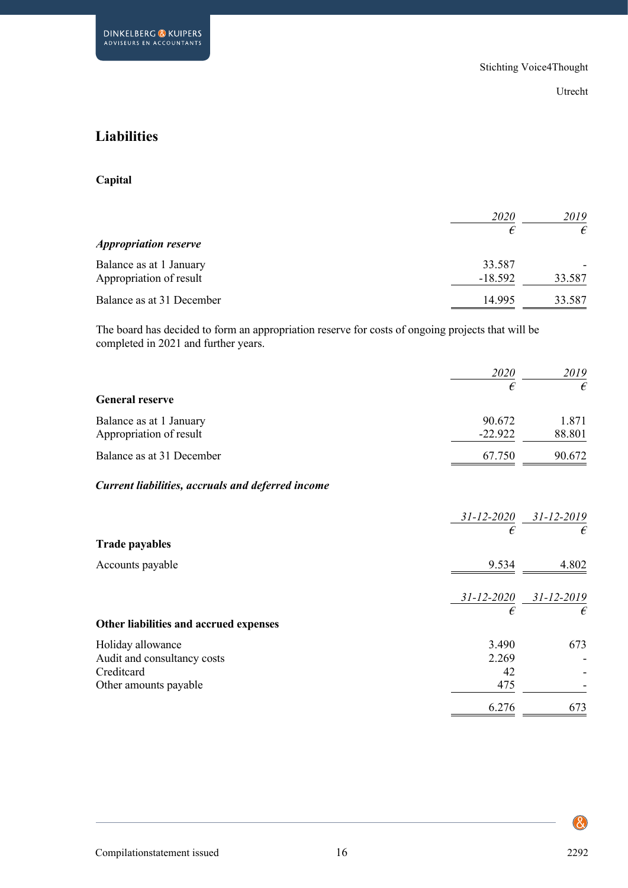## Liabilities

### Capital

| | 2020 | 2019 |
|---|---|---|
| | € | € |
| ***Appropriation reserve*** | | |
| Balance as at 1 January | 33.587 | - |
| Appropriation of result | -18.592 | 33.587 |
| Balance as at 31 December | 14.995 | 33.587 |

The board has decided to form an appropriation reserve for costs of ongoing projects that will be completed in 2021 and further years.

| | 2020 | 2019 |
|---|---|---|
| | € | € |
| **General reserve** | | |
| Balance as at 1 January | 90.672 | 1.871 |
| Appropriation of result | -22.922 | 88.801 |
| Balance as at 31 December | 67.750 | 90.672 |

***Current liabilities, accruals and deferred income***

| | 31-12-2020 | 31-12-2019 |
|---|---|---|
| | € | € |
| **Trade payables** | | |
| Accounts payable | 9.534 | 4.802 |

| | 31-12-2020 | 31-12-2019 |
|---|---|---|
| | € | € |
| **Other liabilities and accrued expenses** | | |
| Holiday allowance | 3.490 | 673 |
| Audit and consultancy costs | 2.269 | - |
| Creditcard | 42 | - |
| Other amounts payable | 475 | - |
| | 6.276 | 673 |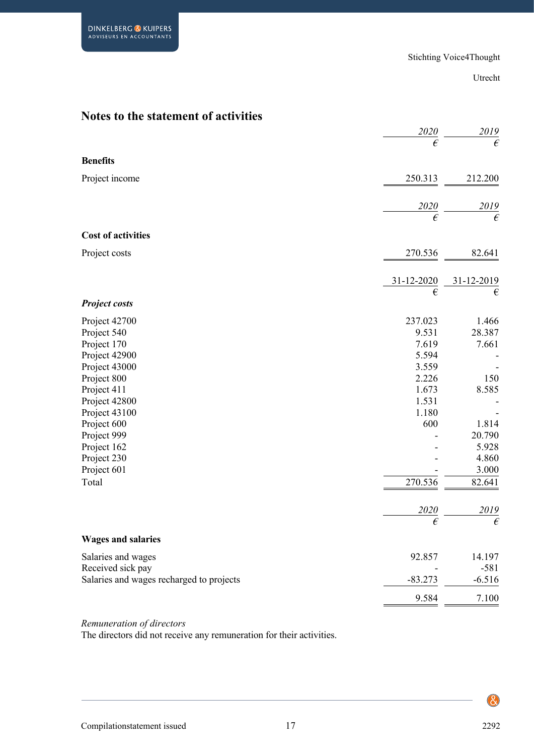## Notes to the statement of activities

| | *2020* | *2019* |
|---|---|---|
| | € | € |
| **Benefits** | | |
| Project income | 250.313 | 212.200 |

| | *2020* | *2019* |
|---|---|---|
| | € | € |
| **Cost of activities** | | |
| Project costs | 270.536 | 82.641 |

| | 31-12-2020 | 31-12-2019 |
|---|---|---|
| | € | € |
| ***Project costs*** | | |
| Project 42700 | 237.023 | 1.466 |
| Project 540 | 9.531 | 28.387 |
| Project 170 | 7.619 | 7.661 |
| Project 42900 | 5.594 | - |
| Project 43000 | 3.559 | - |
| Project 800 | 2.226 | 150 |
| Project 411 | 1.673 | 8.585 |
| Project 42800 | 1.531 | - |
| Project 43100 | 1.180 | - |
| Project 600 | 600 | 1.814 |
| Project 999 | - | 20.790 |
| Project 162 | - | 5.928 |
| Project 230 | - | 4.860 |
| Project 601 | - | 3.000 |
| Total | 270.536 | 82.641 |

| | *2020* | *2019* |
|---|---|---|
| | € | € |
| **Wages and salaries** | | |
| Salaries and wages | 92.857 | 14.197 |
| Received sick pay | - | -581 |
| Salaries and wages recharged to projects | -83.273 | -6.516 |
| | 9.584 | 7.100 |

*Remuneration of directors*

The directors did not receive any remuneration for their activities.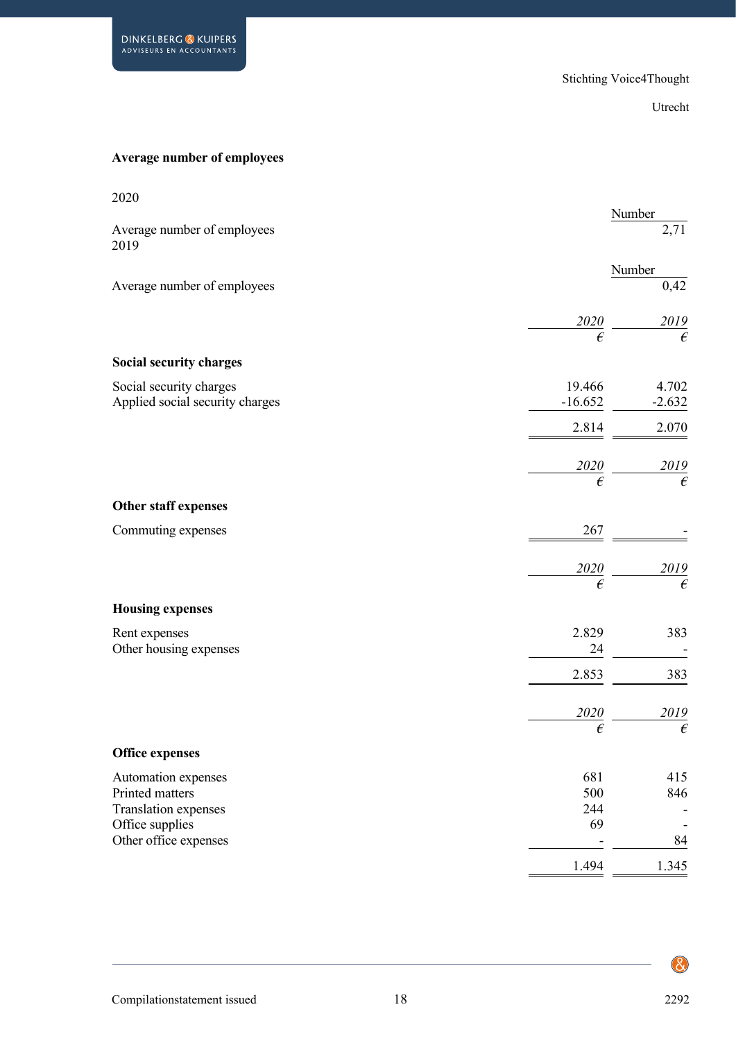**Average number of employees**

2020

| | Number |
|---|---|
| Average number of employees | 2,71 |

2019

| | Number |
|---|---|
| Average number of employees | 0,42 |

| | *2020* | *2019* |
|---|---|---|
| | *€* | *€* |
| **Social security charges** | | |
| Social security charges | 19.466 | 4.702 |
| Applied social security charges | -16.652 | -2.632 |
| | 2.814 | 2.070 |

| | *2020* | *2019* |
|---|---|---|
| | *€* | *€* |
| **Other staff expenses** | | |
| Commuting expenses | 267 | - |

| | *2020* | *2019* |
|---|---|---|
| | *€* | *€* |
| **Housing expenses** | | |
| Rent expenses | 2.829 | 383 |
| Other housing expenses | 24 | - |
| | 2.853 | 383 |

| | *2020* | *2019* |
|---|---|---|
| | *€* | *€* |
| **Office expenses** | | |
| Automation expenses | 681 | 415 |
| Printed matters | 500 | 846 |
| Translation expenses | 244 | - |
| Office supplies | 69 | - |
| Other office expenses | - | 84 |
| | 1.494 | 1.345 |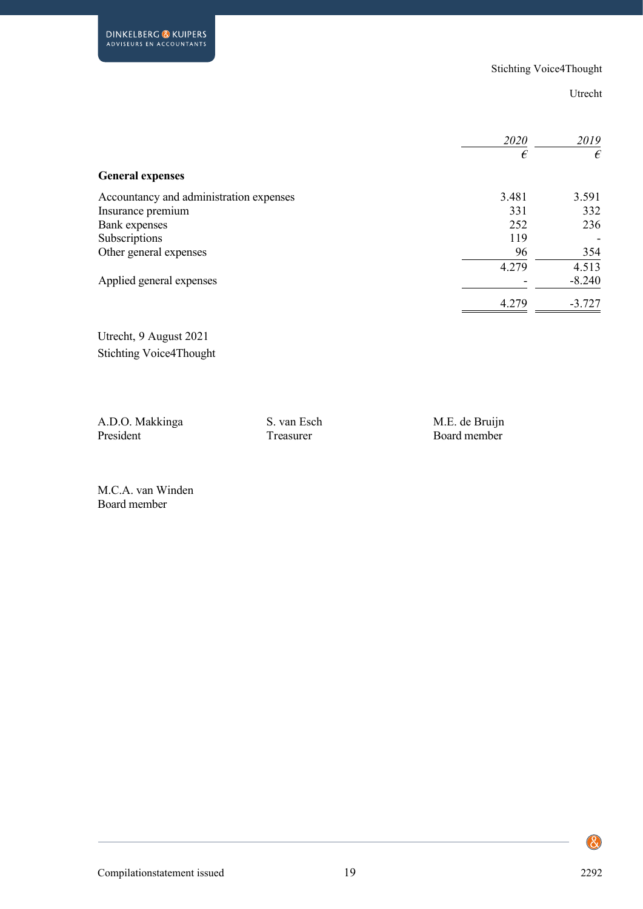Stichting Voice4Thought

Utrecht

| | *2020* | *2019* |
|---|---|---|
| | *€* | *€* |
| **General expenses** | | |
| Accountancy and administration expenses | 3.481 | 3.591 |
| Insurance premium | 331 | 332 |
| Bank expenses | 252 | 236 |
| Subscriptions | 119 | - |
| Other general expenses | 96 | 354 |
| | 4.279 | 4.513 |
| Applied general expenses | - | -8.240 |
| | 4.279 | -3.727 |

Utrecht, 9 August 2021

Stichting Voice4Thought

A.D.O. Makkinga
President

S. van Esch
Treasurer

M.E. de Bruijn
Board member

M.C.A. van Winden
Board member